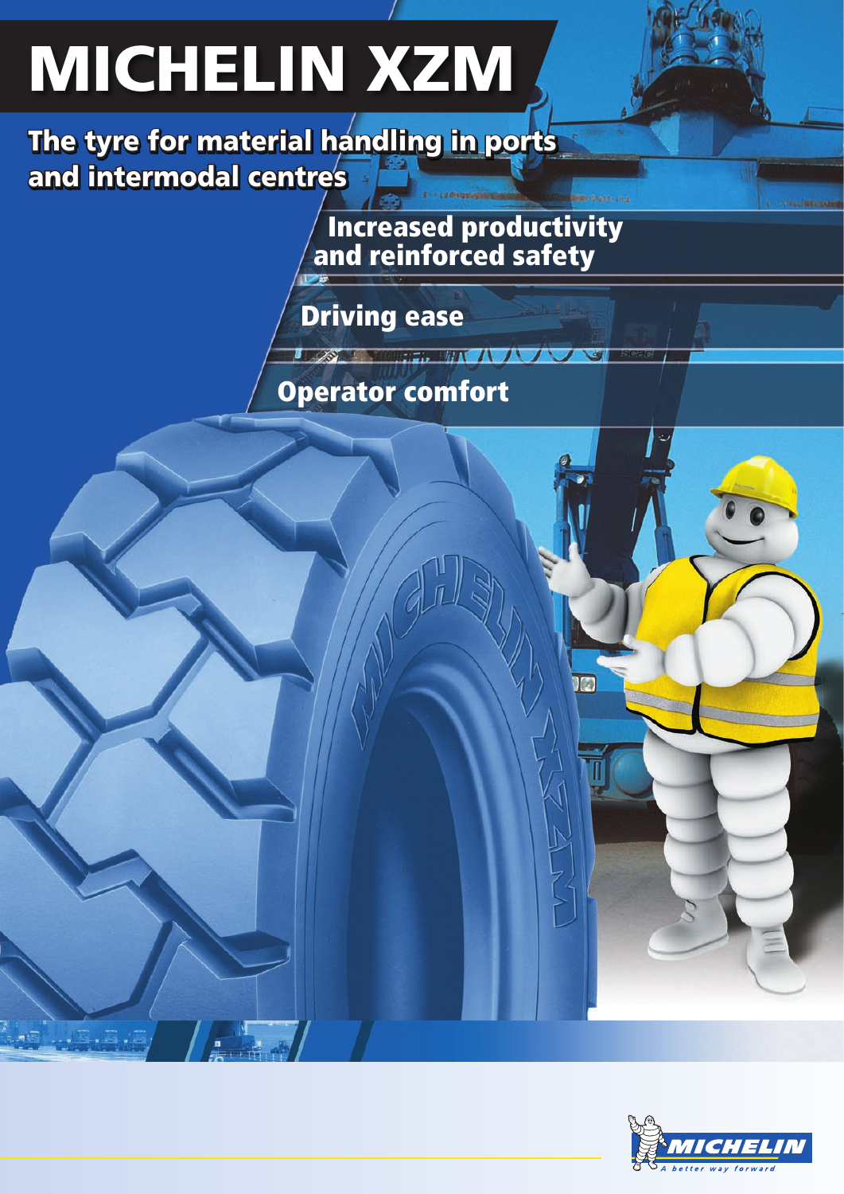# MICHELIN XZM

## The tyre for material handling in ports and intermodal centres

**Increased productivity and reinforced safety**

**Driving ease**

**Operator comfort**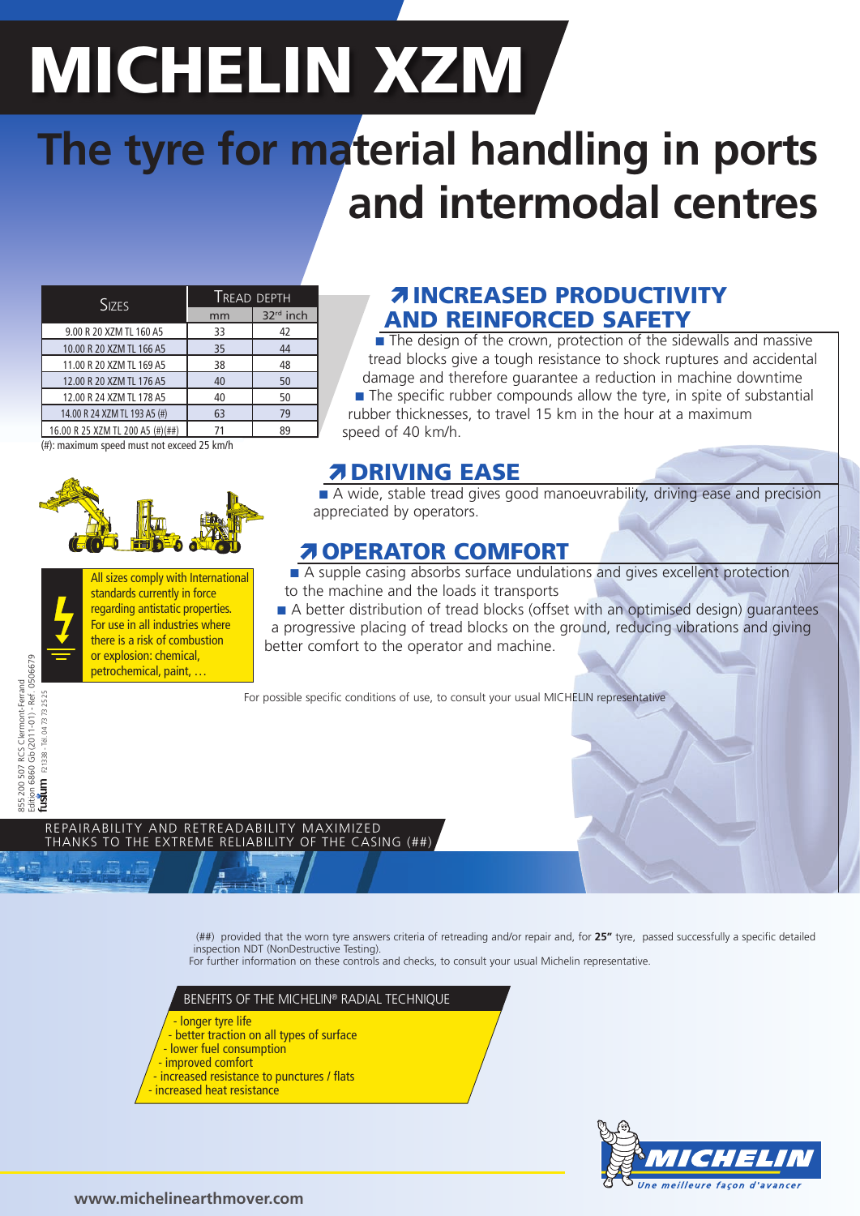# MICHELIN XZM

## The tyre for material handling in ports and intermodal centres

| Sizes | Tread depth | |
|---|---|---|
| | mm | 32rd inch |
| 9.00 R 20 XZM TL 160 A5 | 33 | 42 |
| 10.00 R 20 XZM TL 166 A5 | 35 | 44 |
| 11.00 R 20 XZM TL 169 A5 | 38 | 48 |
| 12.00 R 20 XZM TL 176 A5 | 40 | 50 |
| 12.00 R 24 XZM TL 178 A5 | 40 | 50 |
| 14.00 R 24 XZM TL 193 A5 (#) | 63 | 79 |
| 16.00 R 25 XZM TL 200 A5 (#)(##) | 71 | 89 |

(#): maximum speed must not exceed 25 km/h

All sizes comply with International standards currently in force regarding antistatic properties. For use in all industries where there is a risk of combustion or explosion: chemical, petrochemical, paint, …

### INCREASED PRODUCTIVITY AND REINFORCED SAFETY

- The design of the crown, protection of the sidewalls and massive tread blocks give a tough resistance to shock ruptures and accidental damage and therefore guarantee a reduction in machine downtime
- The specific rubber compounds allow the tyre, in spite of substantial rubber thicknesses, to travel 15 km in the hour at a maximum speed of 40 km/h.

### DRIVING EASE

- A wide, stable tread gives good manoeuvrability, driving ease and precision appreciated by operators.

### OPERATOR COMFORT

- A supple casing absorbs surface undulations and gives excellent protection to the machine and the loads it transports
- A better distribution of tread blocks (offset with an optimised design) guarantees a progressive placing of tread blocks on the ground, reducing vibrations and giving better comfort to the operator and machine.

For possible specific conditions of use, to consult your usual MICHELIN representative

REPAIRABILITY AND RETREADABILITY MAXIMIZED THANKS TO THE EXTREME RELIABILITY OF THE CASING (##)

(##) provided that the worn tyre answers criteria of retreading and/or repair and, for **25"** tyre, passed successfully a specific detailed inspection NDT (NonDestructive Testing).
For further information on these controls and checks, to consult your usual Michelin representative.

BENEFITS OF THE MICHELIN® RADIAL TECHNIQUE

- longer tyre life
- better traction on all types of surface
- lower fuel consumption
- improved comfort
- increased resistance to punctures / flats
- increased heat resistance

855 200 507 RCS Clermont-Ferrand
Edition 6860 Gb (2011-01) - Ref. 0506679
fusium F21338 - Tél. 04 73 73 25 25

MICHELIN Une meilleure façon d'avancer

www.michelinearthmover.com